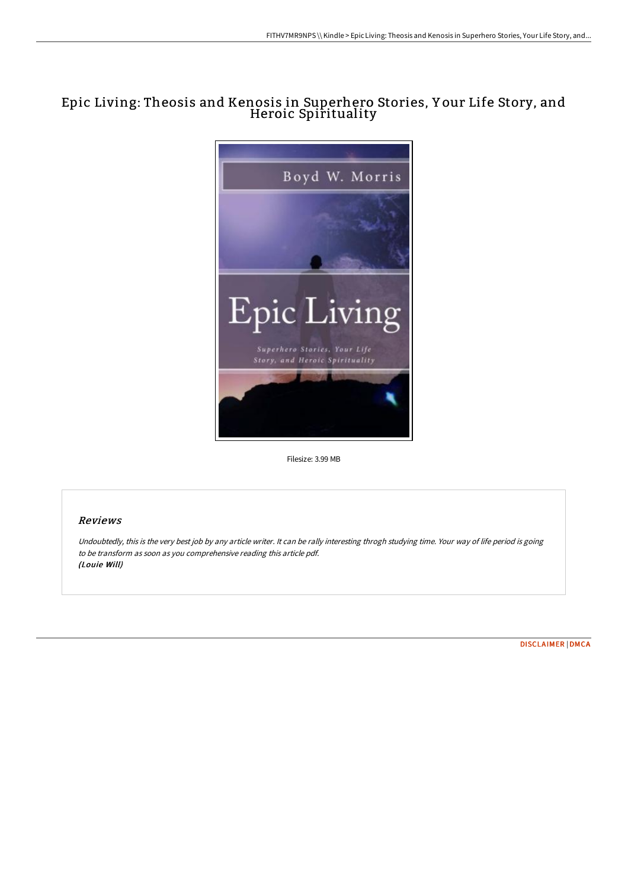# Epic Living: Theosis and Kenosis in Superhero Stories, Your Life Story, and Heroic Spirituality

Filesize: 3.99 MB

## Reviews

*Undoubtedly, this is the very best job by any article writer. It can be rally interesting throgh studying time. Your way of life period is going to be transform as soon as you comprehensive reading this article pdf.*
***(Louie Will)***

DISCLAIMER | DMCA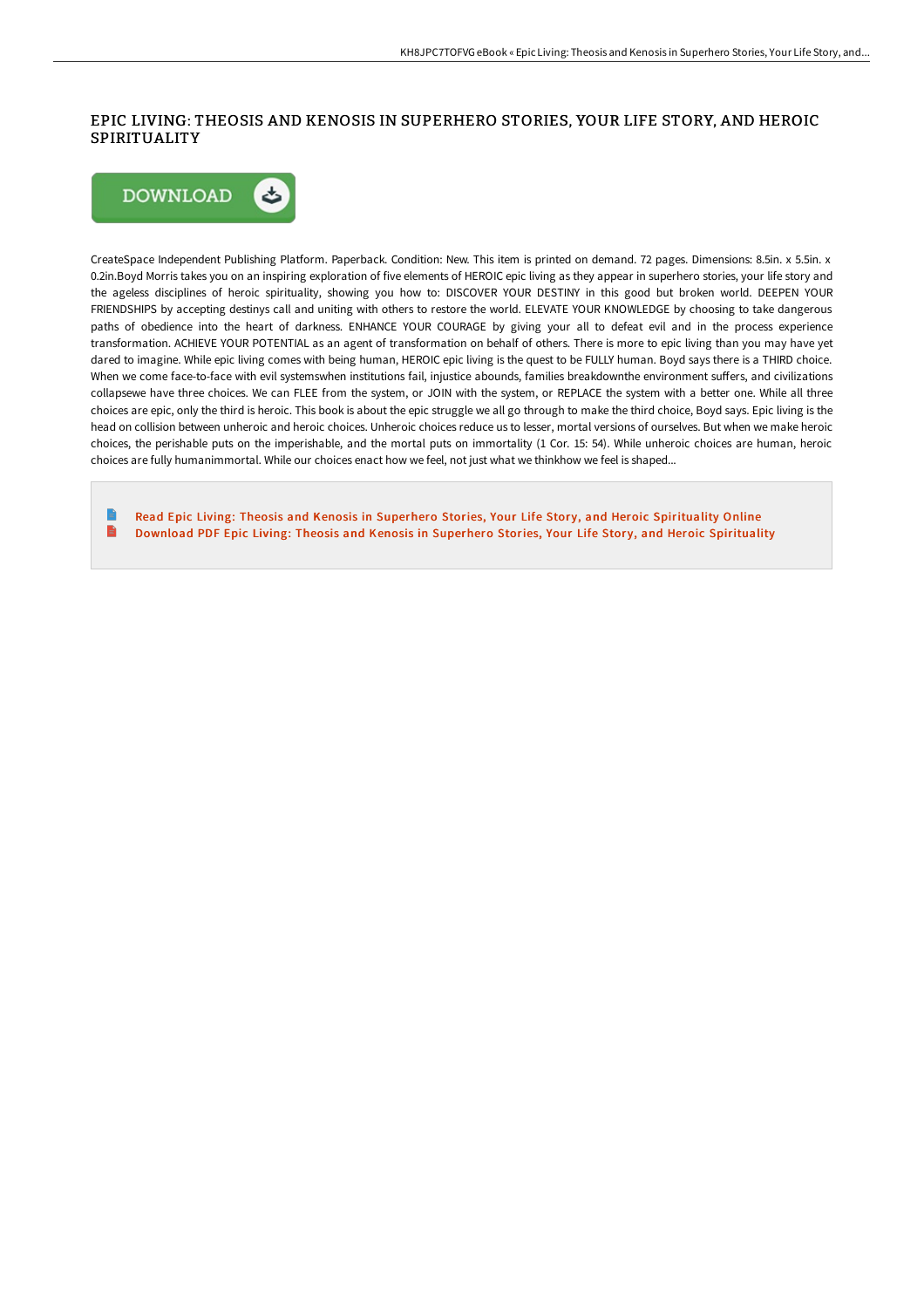# EPIC LIVING: THEOSIS AND KENOSIS IN SUPERHERO STORIES, YOUR LIFE STORY, AND HEROIC SPIRITUALITY

DOWNLOAD

CreateSpace Independent Publishing Platform. Paperback. Condition: New. This item is printed on demand. 72 pages. Dimensions: 8.5in. x 5.5in. x 0.2in.Boyd Morris takes you on an inspiring exploration of five elements of HEROIC epic living as they appear in superhero stories, your life story and the ageless disciplines of heroic spirituality, showing you how to: DISCOVER YOUR DESTINY in this good but broken world. DEEPEN YOUR FRIENDSHIPS by accepting destinys call and uniting with others to restore the world. ELEVATE YOUR KNOWLEDGE by choosing to take dangerous paths of obedience into the heart of darkness. ENHANCE YOUR COURAGE by giving your all to defeat evil and in the process experience transformation. ACHIEVE YOUR POTENTIAL as an agent of transformation on behalf of others. There is more to epic living than you may have yet dared to imagine. While epic living comes with being human, HEROIC epic living is the quest to be FULLY human. Boyd says there is a THIRD choice. When we come face-to-face with evil systemswhen institutions fail, injustice abounds, families breakdownthe environment suffers, and civilizations collapsewe have three choices. We can FLEE from the system, or JOIN with the system, or REPLACE the system with a better one. While all three choices are epic, only the third is heroic. This book is about the epic struggle we all go through to make the third choice, Boyd says. Epic living is the head on collision between unheroic and heroic choices. Unheroic choices reduce us to lesser, mortal versions of ourselves. But when we make heroic choices, the perishable puts on the imperishable, and the mortal puts on immortality (1 Cor. 15: 54). While unheroic choices are human, heroic choices are fully humanimmortal. While our choices enact how we feel, not just what we thinkhow we feel is shaped...

- Read Epic Living: Theosis and Kenosis in Superhero Stories, Your Life Story, and Heroic Spirituality Online
- Download PDF Epic Living: Theosis and Kenosis in Superhero Stories, Your Life Story, and Heroic Spirituality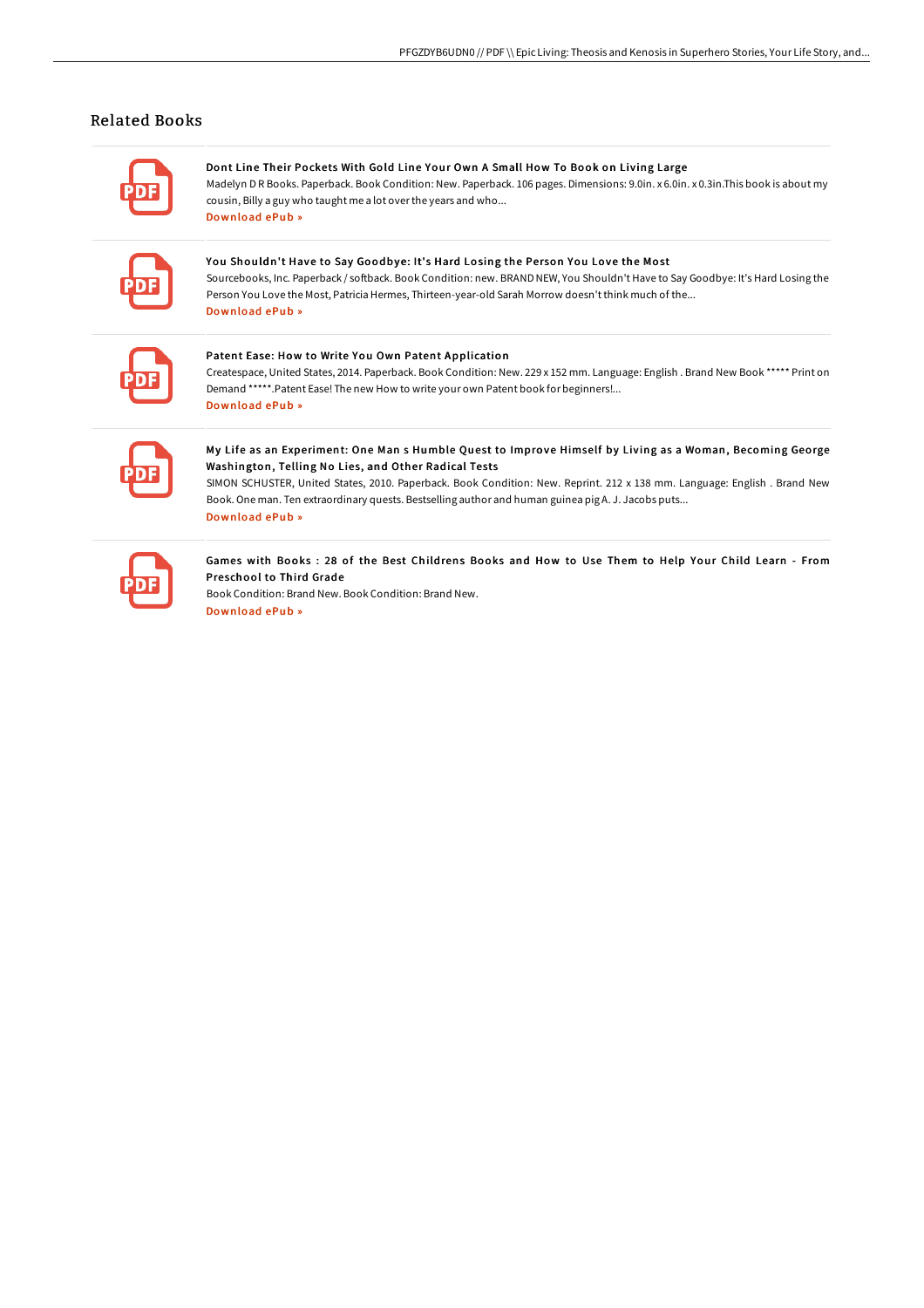## Related Books

**Dont Line Their Pockets With Gold Line Your Own A Small How To Book on Living Large**

Madelyn D R Books. Paperback. Book Condition: New. Paperback. 106 pages. Dimensions: 9.0in. x 6.0in. x 0.3in.This book is about my cousin, Billy a guy who taught me a lot over the years and who...

Download ePub »

**You Shouldn't Have to Say Goodbye: It's Hard Losing the Person You Love the Most**

Sourcebooks, Inc. Paperback / softback. Book Condition: new. BRAND NEW, You Shouldn't Have to Say Goodbye: It's Hard Losing the Person You Love the Most, Patricia Hermes, Thirteen-year-old Sarah Morrow doesn't think much of the...

Download ePub »

**Patent Ease: How to Write You Own Patent Application**

Createspace, United States, 2014. Paperback. Book Condition: New. 229 x 152 mm. Language: English . Brand New Book ***** Print on Demand *****.Patent Ease! The new How to write your own Patent book for beginners!...

Download ePub »

**My Life as an Experiment: One Man s Humble Quest to Improve Himself by Living as a Woman, Becoming George Washington, Telling No Lies, and Other Radical Tests**

SIMON SCHUSTER, United States, 2010. Paperback. Book Condition: New. Reprint. 212 x 138 mm. Language: English . Brand New Book. One man. Ten extraordinary quests. Bestselling author and human guinea pig A. J. Jacobs puts...

Download ePub »

**Games with Books : 28 of the Best Childrens Books and How to Use Them to Help Your Child Learn - From Preschool to Third Grade**

Book Condition: Brand New. Book Condition: Brand New.

Download ePub »